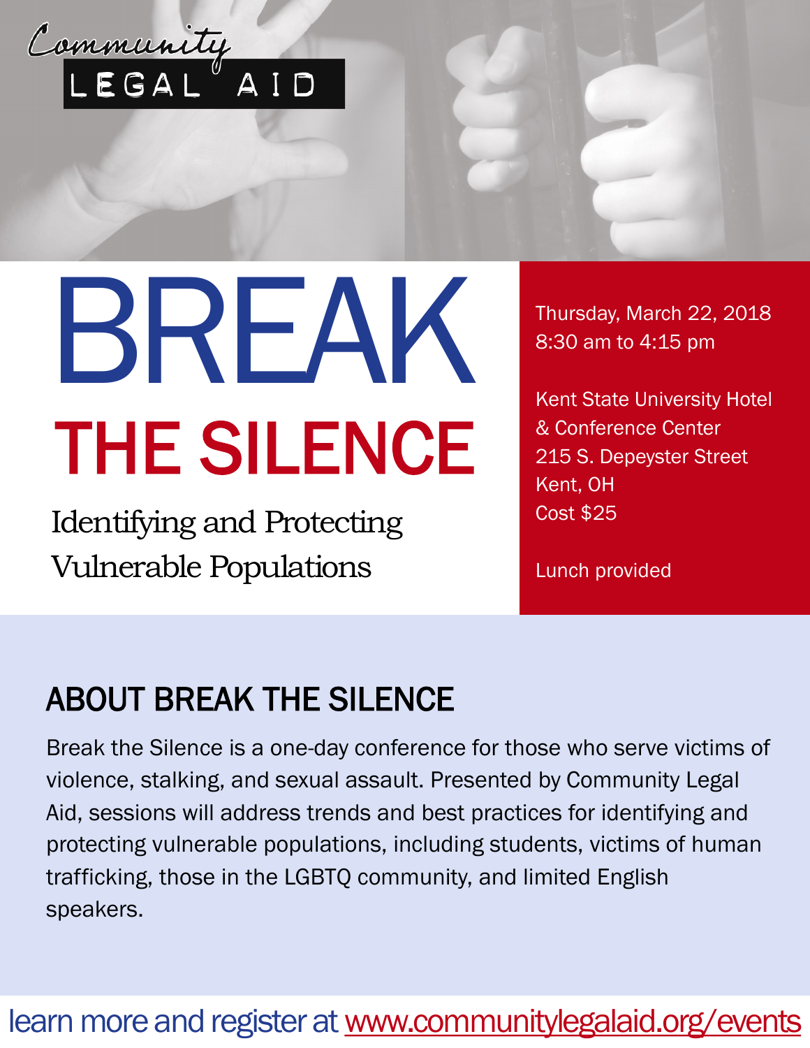Community LEGAL AID

# BREAK THE SILENCE

Identifying and Protecting Vulnerable Populations

Thursday, March 22, 2018
8:30 am to 4:15 pm

Kent State University Hotel & Conference Center
215 S. Depeyster Street
Kent, OH
Cost $25

Lunch provided

## ABOUT BREAK THE SILENCE

Break the Silence is a one-day conference for those who serve victims of violence, stalking, and sexual assault. Presented by Community Legal Aid, sessions will address trends and best practices for identifying and protecting vulnerable populations, including students, victims of human trafficking, those in the LGBTQ community, and limited English speakers.

learn more and register at www.communitylegalaid.org/events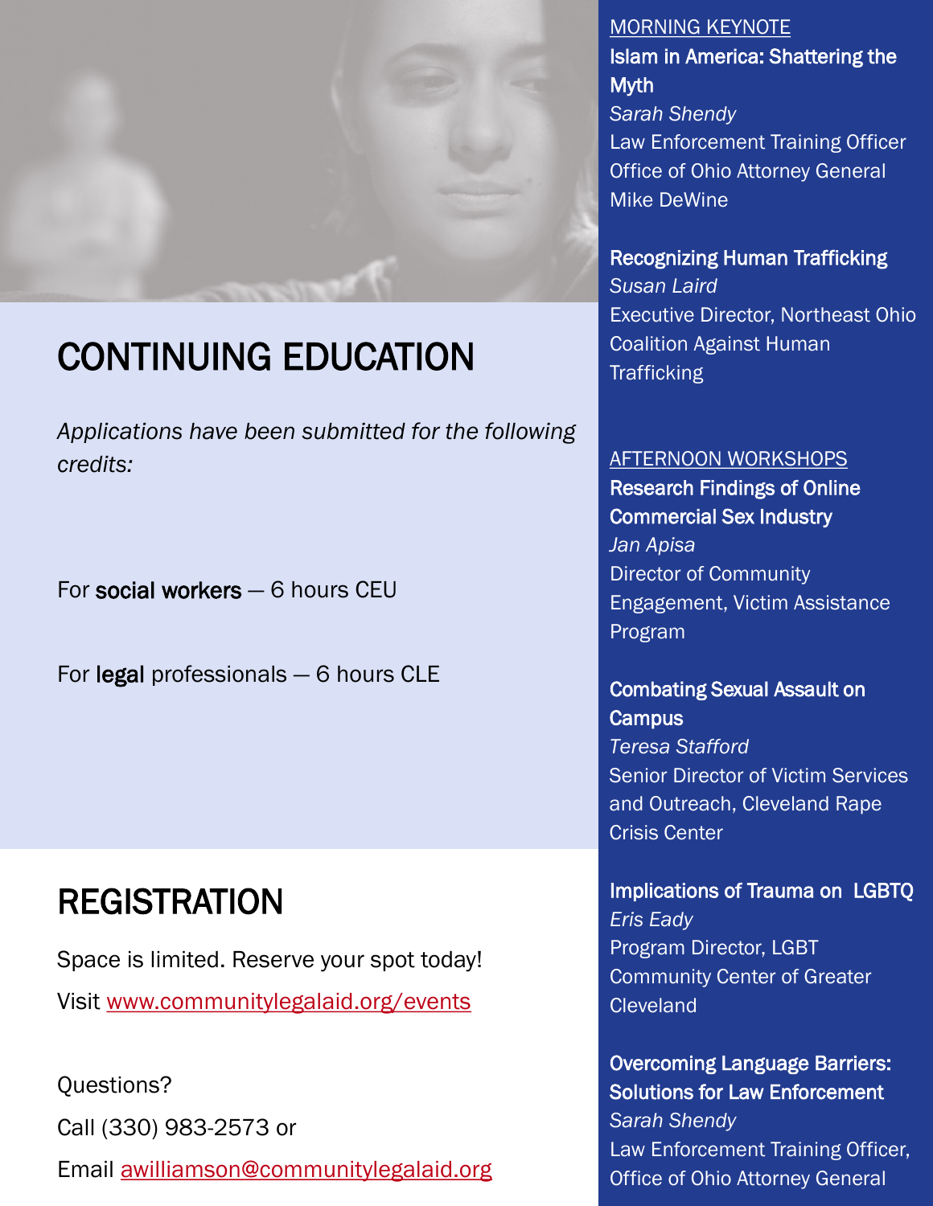## CONTINUING EDUCATION

*Applications have been submitted for the following credits:*

For **social workers** — 6 hours CEU

For **legal** professionals — 6 hours CLE

## REGISTRATION

Space is limited. Reserve your spot today!

Visit www.communitylegalaid.org/events

Questions?

Call (330) 983-2573 or

Email awilliamson@communitylegalaid.org

MORNING KEYNOTE

**Islam in America: Shattering the Myth**
*Sarah Shendy*
Law Enforcement Training Officer
Office of Ohio Attorney General Mike DeWine

**Recognizing Human Trafficking**
*Susan Laird*
Executive Director, Northeast Ohio Coalition Against Human Trafficking

AFTERNOON WORKSHOPS

**Research Findings of Online Commercial Sex Industry**
*Jan Apisa*
Director of Community Engagement, Victim Assistance Program

**Combating Sexual Assault on Campus**
*Teresa Stafford*
Senior Director of Victim Services and Outreach, Cleveland Rape Crisis Center

**Implications of Trauma on LGBTQ**
*Eris Eady*
Program Director, LGBT Community Center of Greater Cleveland

**Overcoming Language Barriers: Solutions for Law Enforcement**
*Sarah Shendy*
Law Enforcement Training Officer, Office of Ohio Attorney General